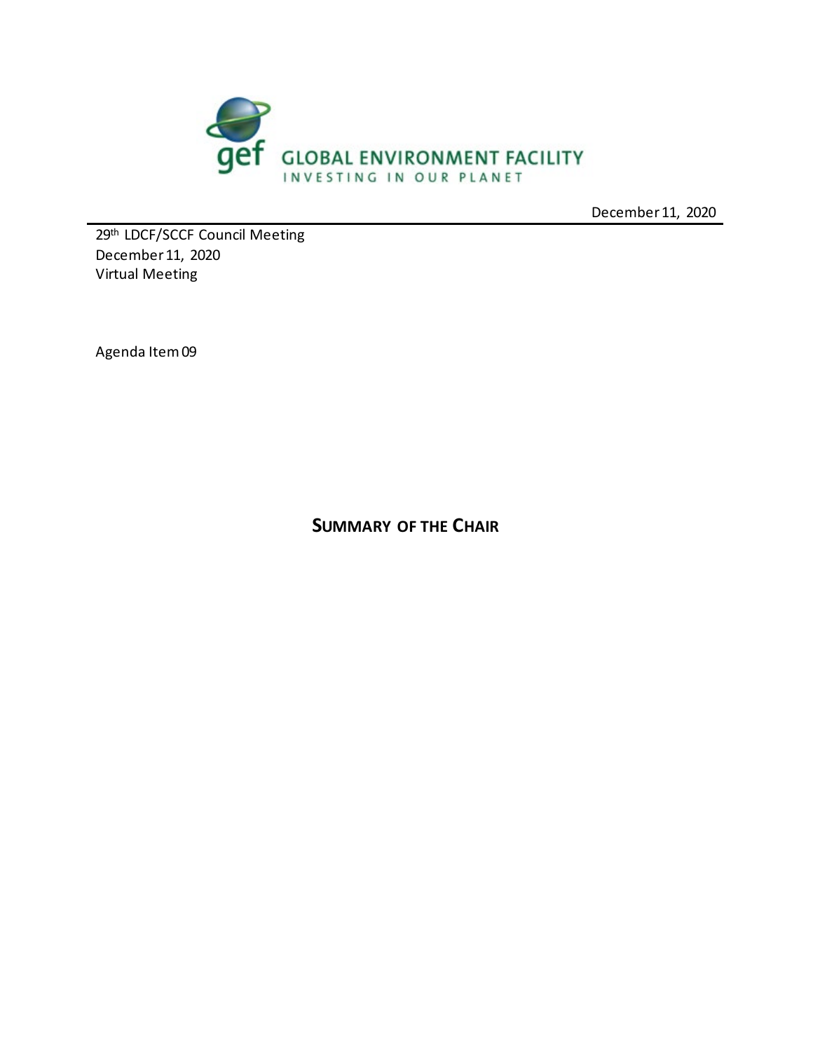GLOBAL ENVIRONMENT FACILITY
INVESTING IN OUR PLANET

December 11, 2020

29th LDCF/SCCF Council Meeting
December 11, 2020
Virtual Meeting

Agenda Item 09

# SUMMARY OF THE CHAIR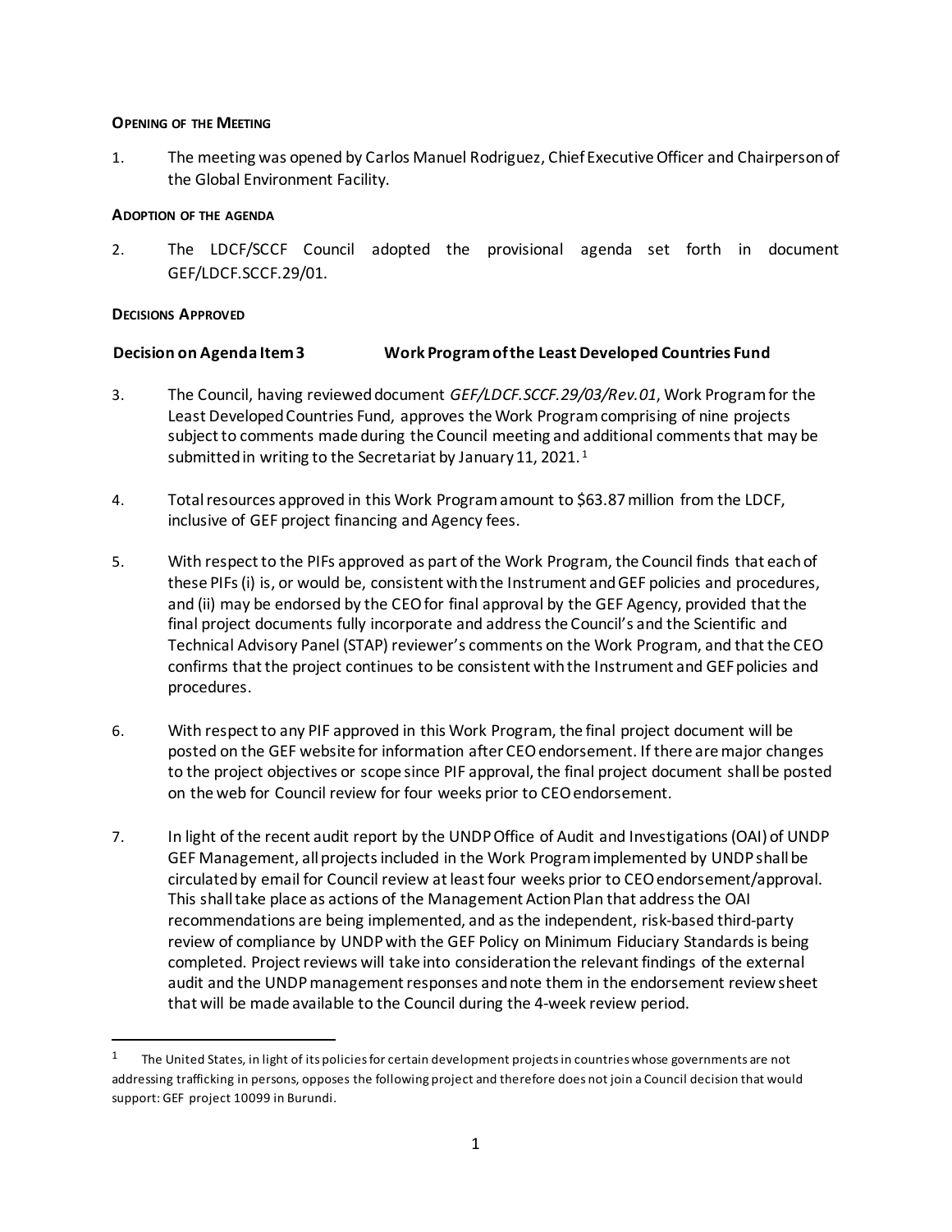**Opening of the Meeting**

1. The meeting was opened by Carlos Manuel Rodriguez, Chief Executive Officer and Chairperson of the Global Environment Facility.

**Adoption of the agenda**

2. The LDCF/SCCF Council adopted the provisional agenda set forth in document GEF/LDCF.SCCF.29/01.

**Decisions Approved**

**Decision on Agenda Item 3 Work Program of the Least Developed Countries Fund**

3. The Council, having reviewed document *GEF/LDCF.SCCF.29/03/Rev.01*, Work Program for the Least Developed Countries Fund, approves the Work Program comprising of nine projects subject to comments made during the Council meeting and additional comments that may be submitted in writing to the Secretariat by January 11, 2021.[1]

4. Total resources approved in this Work Program amount to $63.87 million from the LDCF, inclusive of GEF project financing and Agency fees.

5. With respect to the PIFs approved as part of the Work Program, the Council finds that each of these PIFs (i) is, or would be, consistent with the Instrument and GEF policies and procedures, and (ii) may be endorsed by the CEO for final approval by the GEF Agency, provided that the final project documents fully incorporate and address the Council's and the Scientific and Technical Advisory Panel (STAP) reviewer's comments on the Work Program, and that the CEO confirms that the project continues to be consistent with the Instrument and GEF policies and procedures.

6. With respect to any PIF approved in this Work Program, the final project document will be posted on the GEF website for information after CEO endorsement. If there are major changes to the project objectives or scope since PIF approval, the final project document shall be posted on the web for Council review for four weeks prior to CEO endorsement.

7. In light of the recent audit report by the UNDP Office of Audit and Investigations (OAI) of UNDP GEF Management, all projects included in the Work Program implemented by UNDP shall be circulated by email for Council review at least four weeks prior to CEO endorsement/approval. This shall take place as actions of the Management Action Plan that address the OAI recommendations are being implemented, and as the independent, risk-based third-party review of compliance by UNDP with the GEF Policy on Minimum Fiduciary Standards is being completed. Project reviews will take into consideration the relevant findings of the external audit and the UNDP management responses and note them in the endorsement review sheet that will be made available to the Council during the 4-week review period.

---

[1] The United States, in light of its policies for certain development projects in countries whose governments are not addressing trafficking in persons, opposes the following project and therefore does not join a Council decision that would support: GEF project 10099 in Burundi.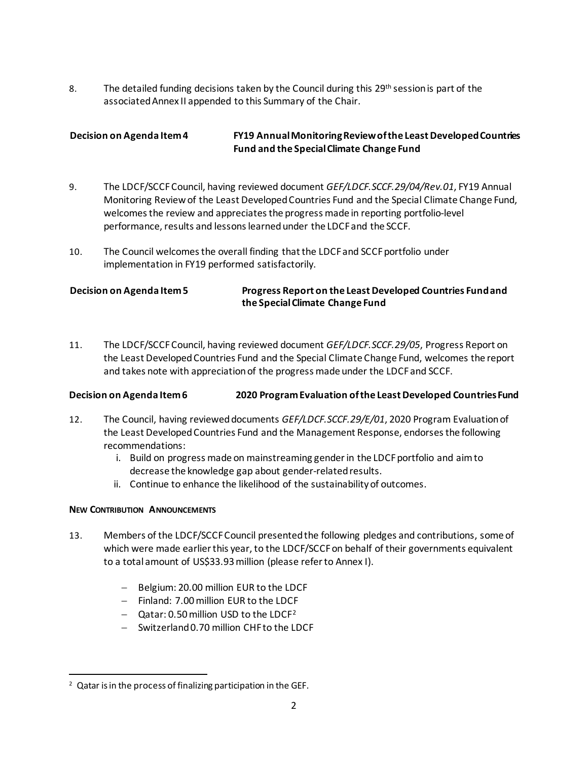8. The detailed funding decisions taken by the Council during this 29th session is part of the associated Annex II appended to this Summary of the Chair.

**Decision on Agenda Item 4 FY19 Annual Monitoring Review of the Least Developed Countries Fund and the Special Climate Change Fund**

9. The LDCF/SCCF Council, having reviewed document *GEF/LDCF.SCCF.29/04/Rev.01*, FY19 Annual Monitoring Review of the Least Developed Countries Fund and the Special Climate Change Fund, welcomes the review and appreciates the progress made in reporting portfolio-level performance, results and lessons learned under the LDCF and the SCCF.

10. The Council welcomes the overall finding that the LDCF and SCCF portfolio under implementation in FY19 performed satisfactorily.

**Decision on Agenda Item 5 Progress Report on the Least Developed Countries Fund and the Special Climate Change Fund**

11. The LDCF/SCCF Council, having reviewed document *GEF/LDCF.SCCF.29/05*, Progress Report on the Least Developed Countries Fund and the Special Climate Change Fund, welcomes the report and takes note with appreciation of the progress made under the LDCF and SCCF.

**Decision on Agenda Item 6 2020 Program Evaluation of the Least Developed Countries Fund**

12. The Council, having reviewed documents *GEF/LDCF.SCCF.29/E/01*, 2020 Program Evaluation of the Least Developed Countries Fund and the Management Response, endorses the following recommendations:
    i. Build on progress made on mainstreaming gender in the LDCF portfolio and aim to decrease the knowledge gap about gender-related results.
    ii. Continue to enhance the likelihood of the sustainability of outcomes.

**NEW CONTRIBUTION ANNOUNCEMENTS**

13. Members of the LDCF/SCCF Council presented the following pledges and contributions, some of which were made earlier this year, to the LDCF/SCCF on behalf of their governments equivalent to a total amount of US$33.93 million (please refer to Annex I).

    - Belgium: 20.00 million EUR to the LDCF
    - Finland: 7.00 million EUR to the LDCF
    - Qatar: 0.50 million USD to the LDCF[2]
    - Switzerland 0.70 million CHF to the LDCF

[2] Qatar is in the process of finalizing participation in the GEF.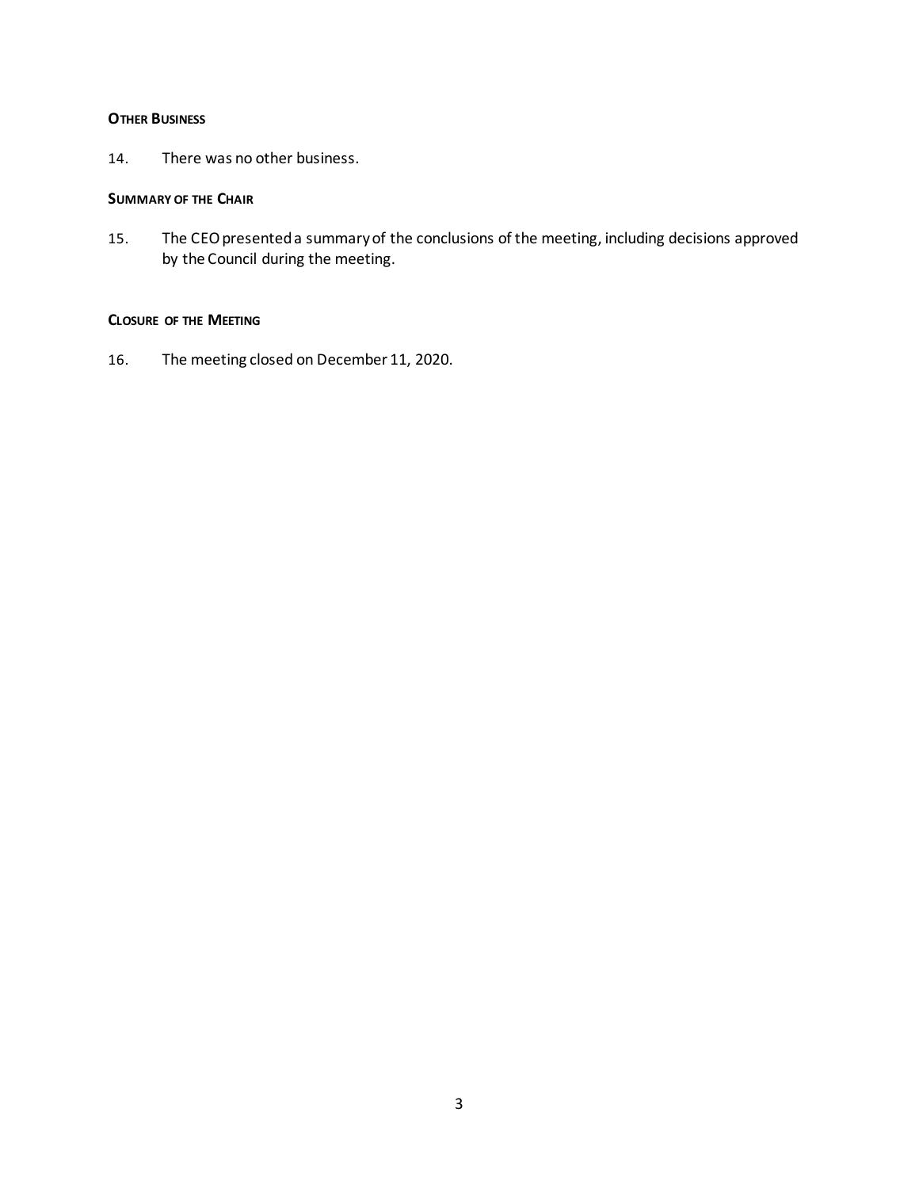**OTHER BUSINESS**

14. There was no other business.

**SUMMARY OF THE CHAIR**

15. The CEO presented a summary of the conclusions of the meeting, including decisions approved by the Council during the meeting.

**CLOSURE OF THE MEETING**

16. The meeting closed on December 11, 2020.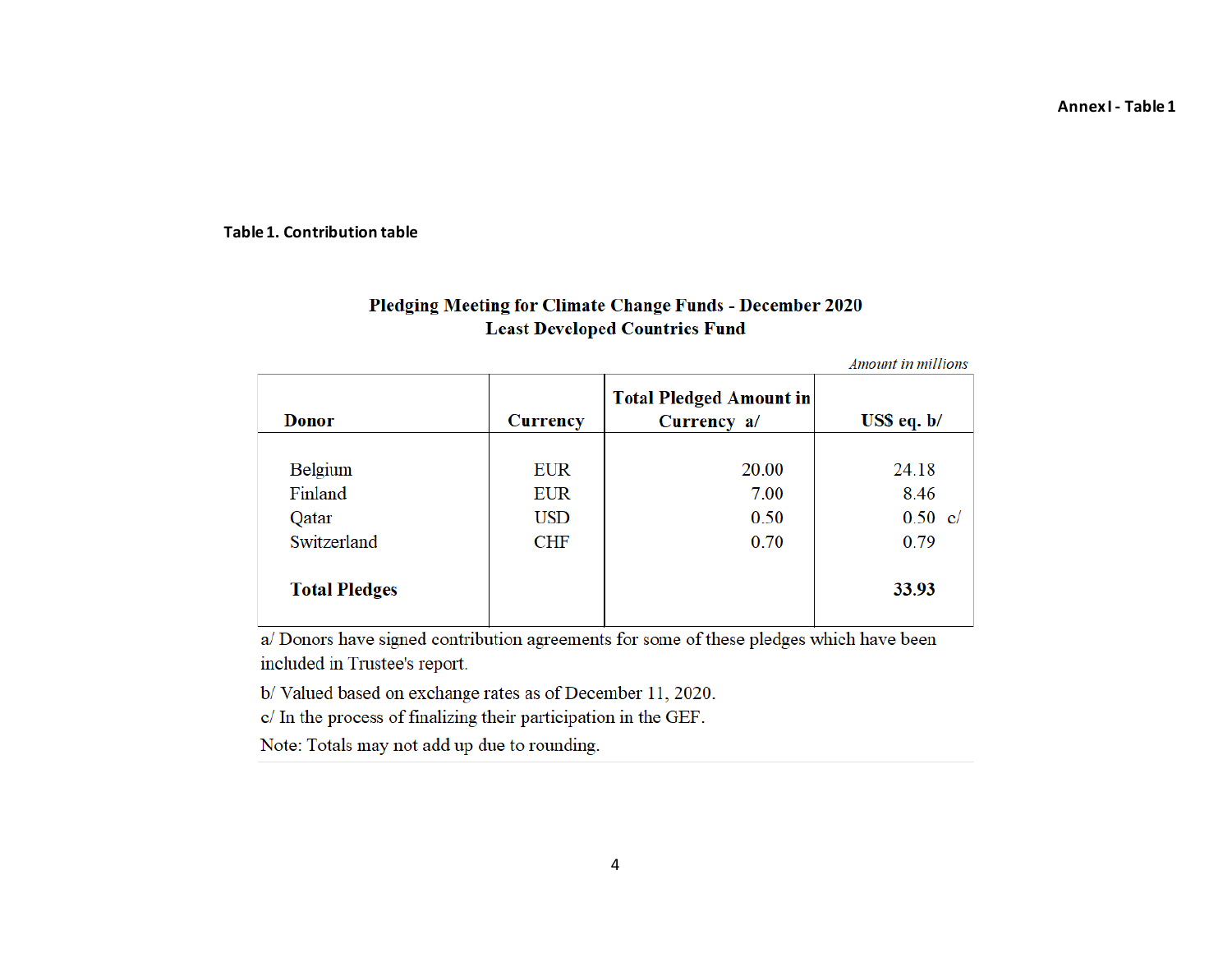Annex I - Table 1

**Table 1. Contribution table**

**Pledging Meeting for Climate Change Funds - December 2020**
**Least Developed Countries Fund**

*Amount in millions*

| Donor | Currency | Total Pledged Amount in Currency a/ | US$ eq. b/ |
|---|---|---|---|
| Belgium | EUR | 20.00 | 24.18 |
| Finland | EUR | 7.00 | 8.46 |
| Qatar | USD | 0.50 | 0.50 c/ |
| Switzerland | CHF | 0.70 | 0.79 |
| **Total Pledges** | | | **33.93** |

a/ Donors have signed contribution agreements for some of these pledges which have been included in Trustee's report.

b/ Valued based on exchange rates as of December 11, 2020.

c/ In the process of finalizing their participation in the GEF.

Note: Totals may not add up due to rounding.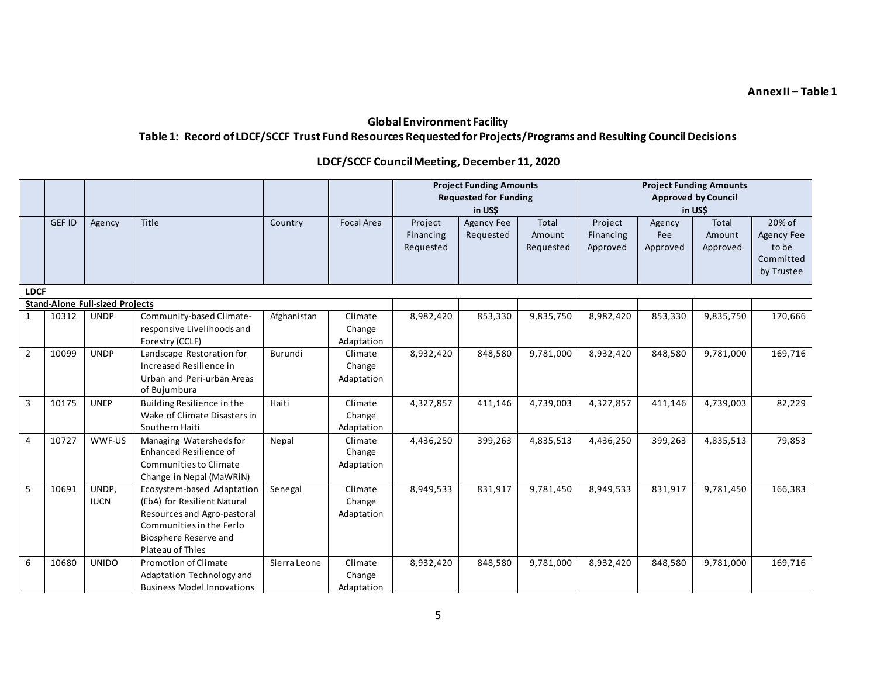**Annex II – Table 1**

## Global Environment Facility

### Table 1: Record of LDCF/SCCF Trust Fund Resources Requested for Projects/Programs and Resulting Council Decisions

### LDCF/SCCF Council Meeting, December 11, 2020

| | | | | | | Project Funding Amounts Requested for Funding in US$ | | | Project Funding Amounts Approved by Council in US$ | | | |
|---|---|---|---|---|---|---|---|---|---|---|---|---|
| | GEF ID | Agency | Title | Country | Focal Area | Project Financing Requested | Agency Fee Requested | Total Amount Requested | Project Financing Approved | Agency Fee Approved | Total Amount Approved | 20% of Agency Fee to be Committed by Trustee |
| **LDCF** | | | | | | | | | | | | |
| **Stand-Alone Full-sized Projects** | | | | | | | | | | | | |
| 1 | 10312 | UNDP | Community-based Climate-responsive Livelihoods and Forestry (CCLF) | Afghanistan | Climate Change Adaptation | 8,982,420 | 853,330 | 9,835,750 | 8,982,420 | 853,330 | 9,835,750 | 170,666 |
| 2 | 10099 | UNDP | Landscape Restoration for Increased Resilience in Urban and Peri-urban Areas of Bujumbura | Burundi | Climate Change Adaptation | 8,932,420 | 848,580 | 9,781,000 | 8,932,420 | 848,580 | 9,781,000 | 169,716 |
| 3 | 10175 | UNEP | Building Resilience in the Wake of Climate Disasters in Southern Haiti | Haiti | Climate Change Adaptation | 4,327,857 | 411,146 | 4,739,003 | 4,327,857 | 411,146 | 4,739,003 | 82,229 |
| 4 | 10727 | WWF-US | Managing Watersheds for Enhanced Resilience of Communities to Climate Change in Nepal (MaWRiN) | Nepal | Climate Change Adaptation | 4,436,250 | 399,263 | 4,835,513 | 4,436,250 | 399,263 | 4,835,513 | 79,853 |
| 5 | 10691 | UNDP, IUCN | Ecosystem-based Adaptation (EbA) for Resilient Natural Resources and Agro-pastoral Communities in the Ferlo Biosphere Reserve and Plateau of Thies | Senegal | Climate Change Adaptation | 8,949,533 | 831,917 | 9,781,450 | 8,949,533 | 831,917 | 9,781,450 | 166,383 |
| 6 | 10680 | UNIDO | Promotion of Climate Adaptation Technology and Business Model Innovations | Sierra Leone | Climate Change Adaptation | 8,932,420 | 848,580 | 9,781,000 | 8,932,420 | 848,580 | 9,781,000 | 169,716 |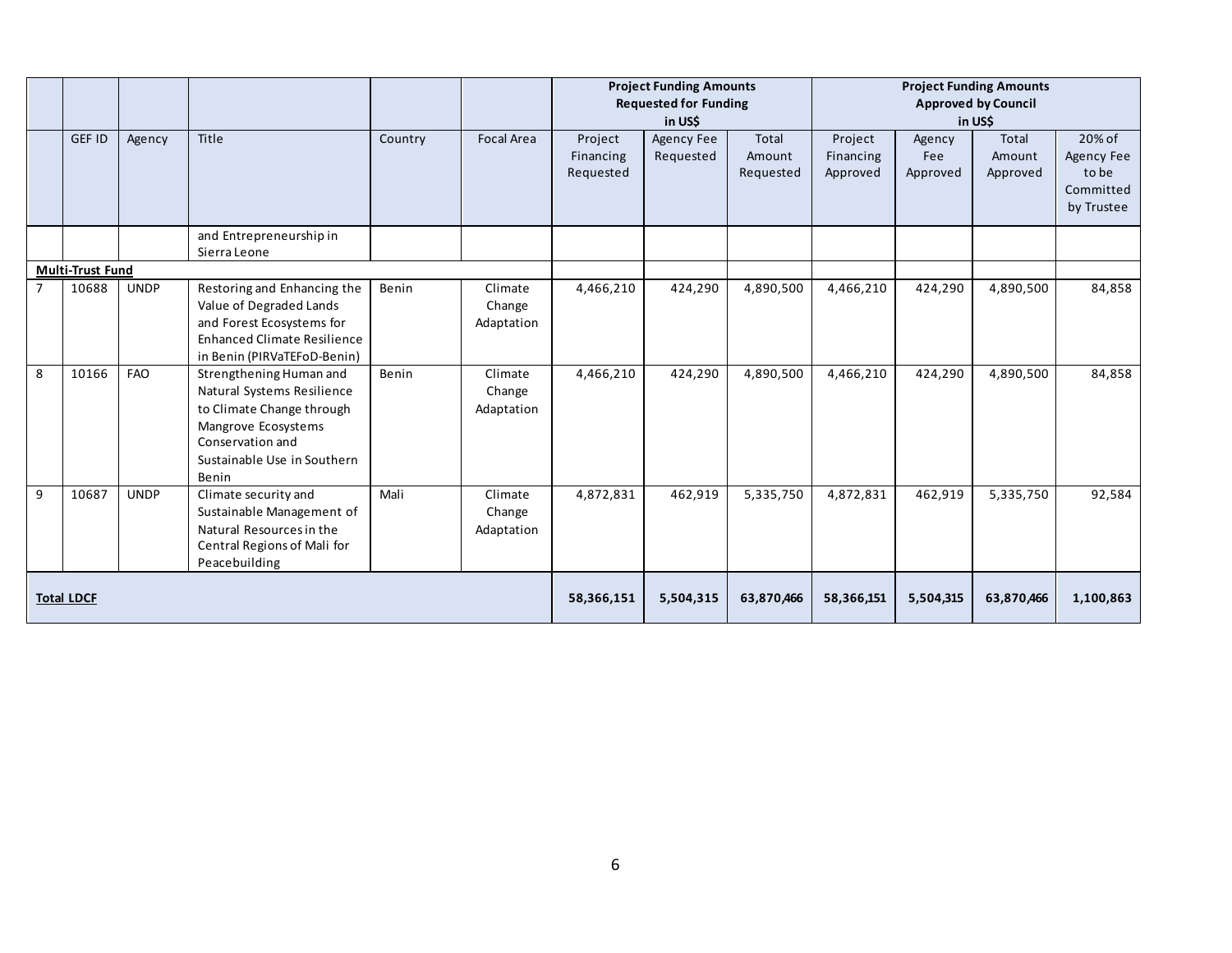| | | | | | | Project Funding Amounts Requested for Funding in US$ | | | Project Funding Amounts Approved by Council in US$ | | | |
|---|---|---|---|---|---|---|---|---|---|---|---|---|
| | GEF ID | Agency | Title | Country | Focal Area | Project Financing Requested | Agency Fee Requested | Total Amount Requested | Project Financing Approved | Agency Fee Approved | Total Amount Approved | 20% of Agency Fee to be Committed by Trustee |
| | | | and Entrepreneurship in Sierra Leone | | | | | | | | | |
| **Multi-Trust Fund** | | | | | | | | | | | | |
| 7 | 10688 | UNDP | Restoring and Enhancing the Value of Degraded Lands and Forest Ecosystems for Enhanced Climate Resilience in Benin (PIRVaTEFoD-Benin) | Benin | Climate Change Adaptation | 4,466,210 | 424,290 | 4,890,500 | 4,466,210 | 424,290 | 4,890,500 | 84,858 |
| 8 | 10166 | FAO | Strengthening Human and Natural Systems Resilience to Climate Change through Mangrove Ecosystems Conservation and Sustainable Use in Southern Benin | Benin | Climate Change Adaptation | 4,466,210 | 424,290 | 4,890,500 | 4,466,210 | 424,290 | 4,890,500 | 84,858 |
| 9 | 10687 | UNDP | Climate security and Sustainable Management of Natural Resources in the Central Regions of Mali for Peacebuilding | Mali | Climate Change Adaptation | 4,872,831 | 462,919 | 5,335,750 | 4,872,831 | 462,919 | 5,335,750 | 92,584 |
| **Total LDCF** | | | | | | **58,366,151** | **5,504,315** | **63,870,466** | **58,366,151** | **5,504,315** | **63,870,466** | **1,100,863** |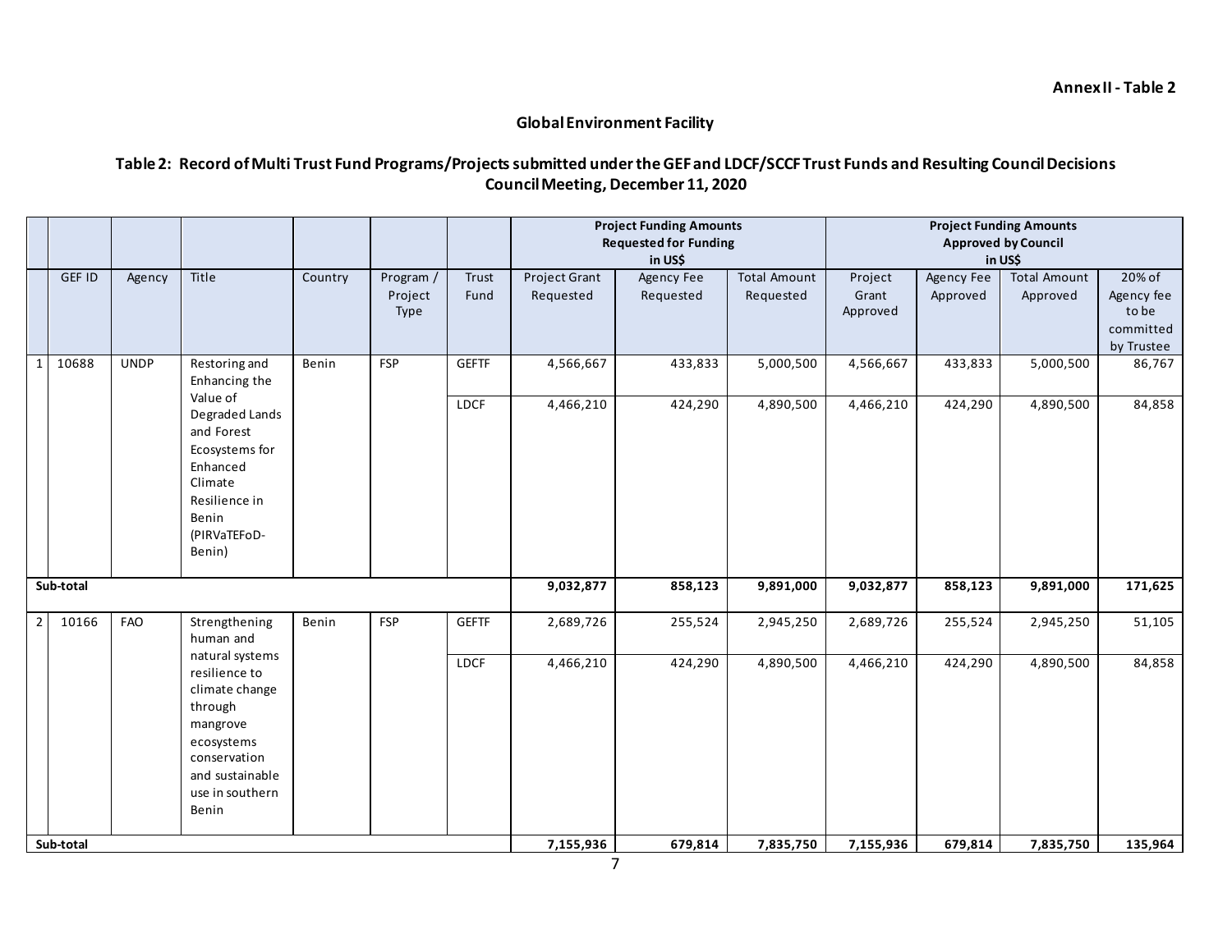**Annex II - Table 2**

**Global Environment Facility**

**Table 2: Record of Multi Trust Fund Programs/Projects submitted under the GEF and LDCF/SCCF Trust Funds and Resulting Council Decisions Council Meeting, December 11, 2020**

| | | | | | | | Project Funding Amounts Requested for Funding in US$ | | | Project Funding Amounts Approved by Council in US$ | | | |
|---|---|---|---|---|---|---|---|---|---|---|---|---|---|
| | GEF ID | Agency | Title | Country | Program / Project Type | Trust Fund | Project Grant Requested | Agency Fee Requested | Total Amount Requested | Project Grant Approved | Agency Fee Approved | Total Amount Approved | 20% of Agency fee to be committed by Trustee |
| 1 | 10688 | UNDP | Restoring and Enhancing the Value of Degraded Lands and Forest Ecosystems for Enhanced Climate Resilience in Benin (PIRVaTEFoD-Benin) | Benin | FSP | GEFTF | 4,566,667 | 433,833 | 5,000,500 | 4,566,667 | 433,833 | 5,000,500 | 86,767 |
| | | | | | | LDCF | 4,466,210 | 424,290 | 4,890,500 | 4,466,210 | 424,290 | 4,890,500 | 84,858 |
| **Sub-total** | | | | | | | **9,032,877** | **858,123** | **9,891,000** | **9,032,877** | **858,123** | **9,891,000** | **171,625** |
| 2 | 10166 | FAO | Strengthening human and natural systems resilience to climate change through mangrove ecosystems conservation and sustainable use in southern Benin | Benin | FSP | GEFTF | 2,689,726 | 255,524 | 2,945,250 | 2,689,726 | 255,524 | 2,945,250 | 51,105 |
| | | | | | | LDCF | 4,466,210 | 424,290 | 4,890,500 | 4,466,210 | 424,290 | 4,890,500 | 84,858 |
| **Sub-total** | | | | | | | **7,155,936** | **679,814** | **7,835,750** | **7,155,936** | **679,814** | **7,835,750** | **135,964** |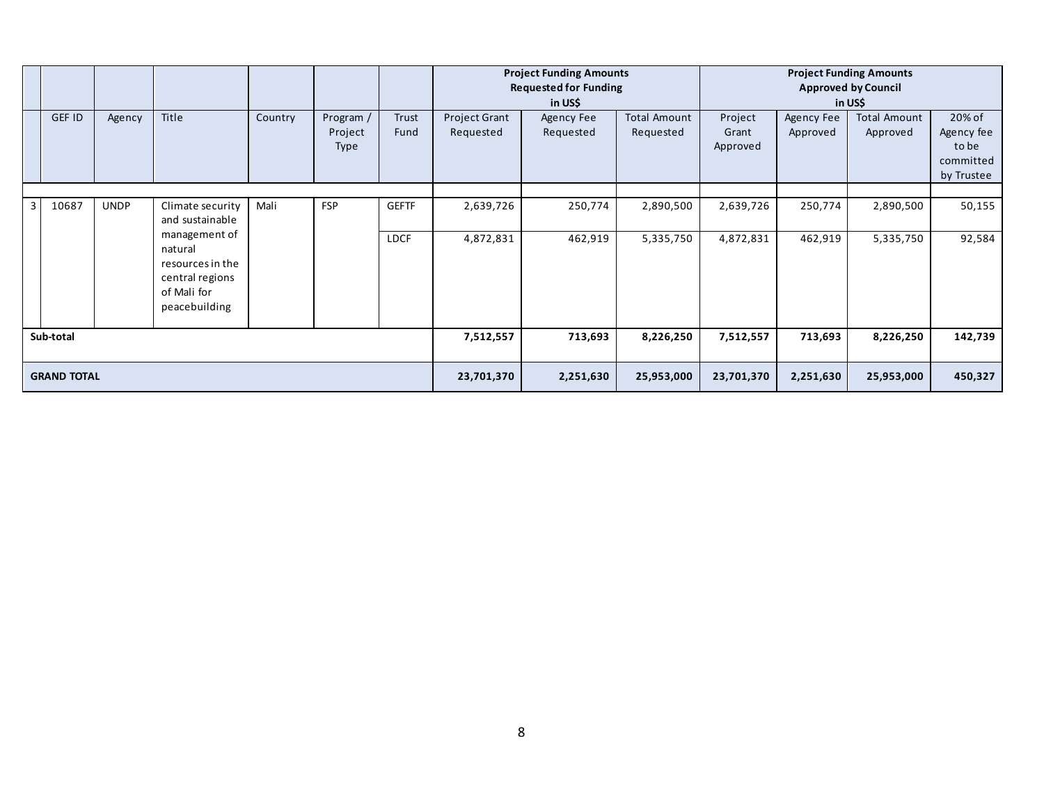| | | | | | | | Project Funding Amounts Requested for Funding in US$ | | | Project Funding Amounts Approved by Council in US$ | | | |
|---|---|---|---|---|---|---|---|---|---|---|---|---|---|
| | GEF ID | Agency | Title | Country | Program / Project Type | Trust Fund | Project Grant Requested | Agency Fee Requested | Total Amount Requested | Project Grant Approved | Agency Fee Approved | Total Amount Approved | 20% of Agency fee to be committed by Trustee |
| | | | | | | | | | | | | | |
| 3 | 10687 | UNDP | Climate security and sustainable management of natural resources in the central regions of Mali for peacebuilding | Mali | FSP | GEFTF | 2,639,726 | 250,774 | 2,890,500 | 2,639,726 | 250,774 | 2,890,500 | 50,155 |
| | | | | | | LDCF | 4,872,831 | 462,919 | 5,335,750 | 4,872,831 | 462,919 | 5,335,750 | 92,584 |
| **Sub-total** | | | | | | | **7,512,557** | **713,693** | **8,226,250** | **7,512,557** | **713,693** | **8,226,250** | **142,739** |
| **GRAND TOTAL** | | | | | | | **23,701,370** | **2,251,630** | **25,953,000** | **23,701,370** | **2,251,630** | **25,953,000** | **450,327** |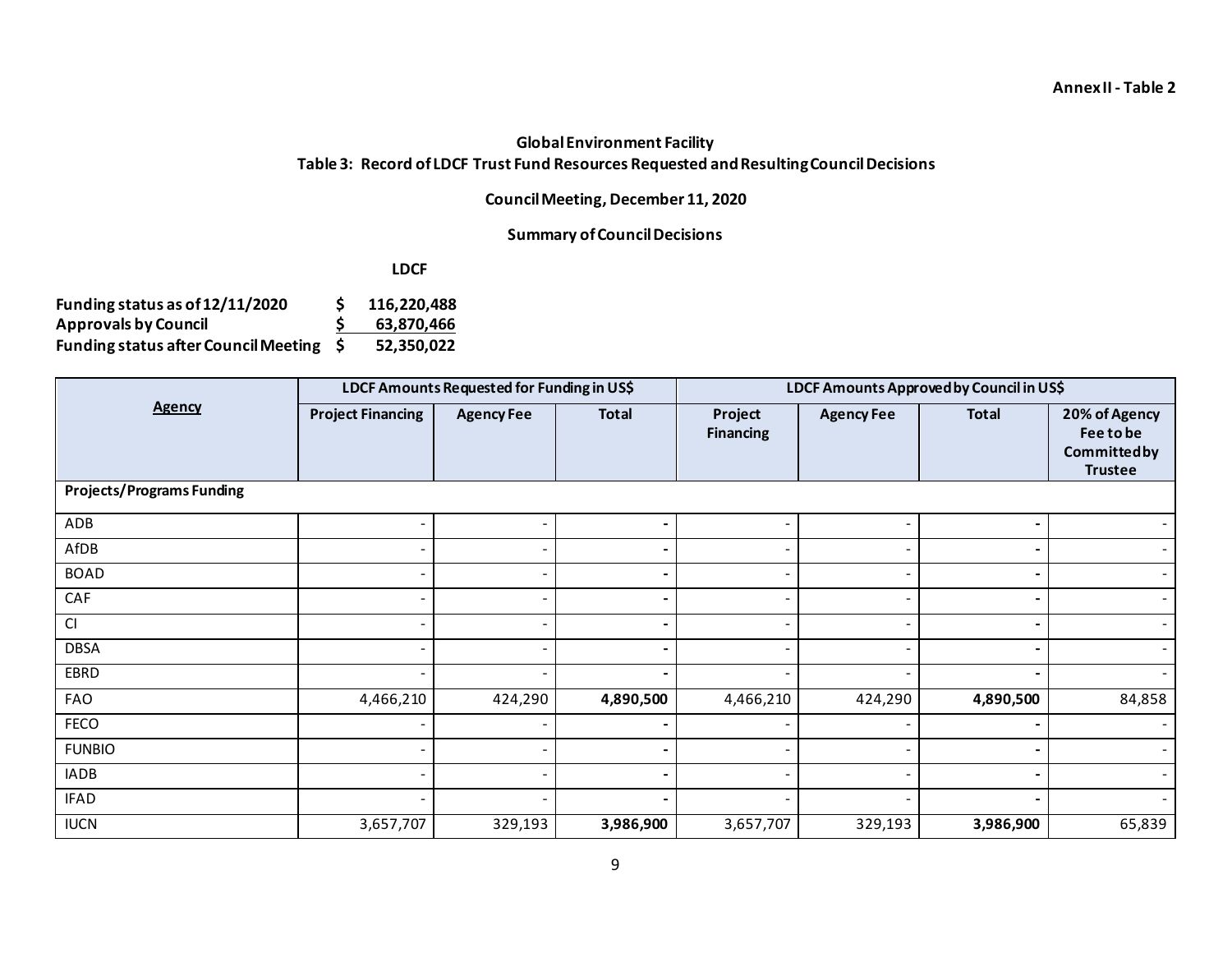Annex II - Table 2

## Global Environment Facility

### Table 3: Record of LDCF Trust Fund Resources Requested and Resulting Council Decisions

**Council Meeting, December 11, 2020**

**Summary of Council Decisions**

**LDCF**

| | | |
|---|---|---|
| **Funding status as of 12/11/2020** | **$** | **116,220,488** |
| **Approvals by Council** | **$** | **63,870,466** |
| **Funding status after Council Meeting** | **$** | **52,350,022** |

| Agency | LDCF Amounts Requested for Funding in US$ | | | LDCF Amounts Approved by Council in US$ | | | |
|---|---|---|---|---|---|---|---|
| | Project Financing | Agency Fee | Total | Project Financing | Agency Fee | Total | 20% of Agency Fee to be Committed by Trustee |
| **Projects/Programs Funding** | | | | | | | |
| ADB | - | - | **-** | - | - | **-** | - |
| AfDB | - | - | **-** | - | - | **-** | - |
| BOAD | - | - | **-** | - | - | **-** | - |
| CAF | - | - | **-** | - | - | **-** | - |
| CI | - | - | **-** | - | - | **-** | - |
| DBSA | - | - | **-** | - | - | **-** | - |
| EBRD | - | - | **-** | - | - | **-** | - |
| FAO | 4,466,210 | 424,290 | **4,890,500** | 4,466,210 | 424,290 | **4,890,500** | 84,858 |
| FECO | - | - | **-** | - | - | **-** | - |
| FUNBIO | - | - | **-** | - | - | **-** | - |
| IADB | - | - | **-** | - | - | **-** | - |
| IFAD | - | - | **-** | - | - | **-** | - |
| IUCN | 3,657,707 | 329,193 | **3,986,900** | 3,657,707 | 329,193 | **3,986,900** | 65,839 |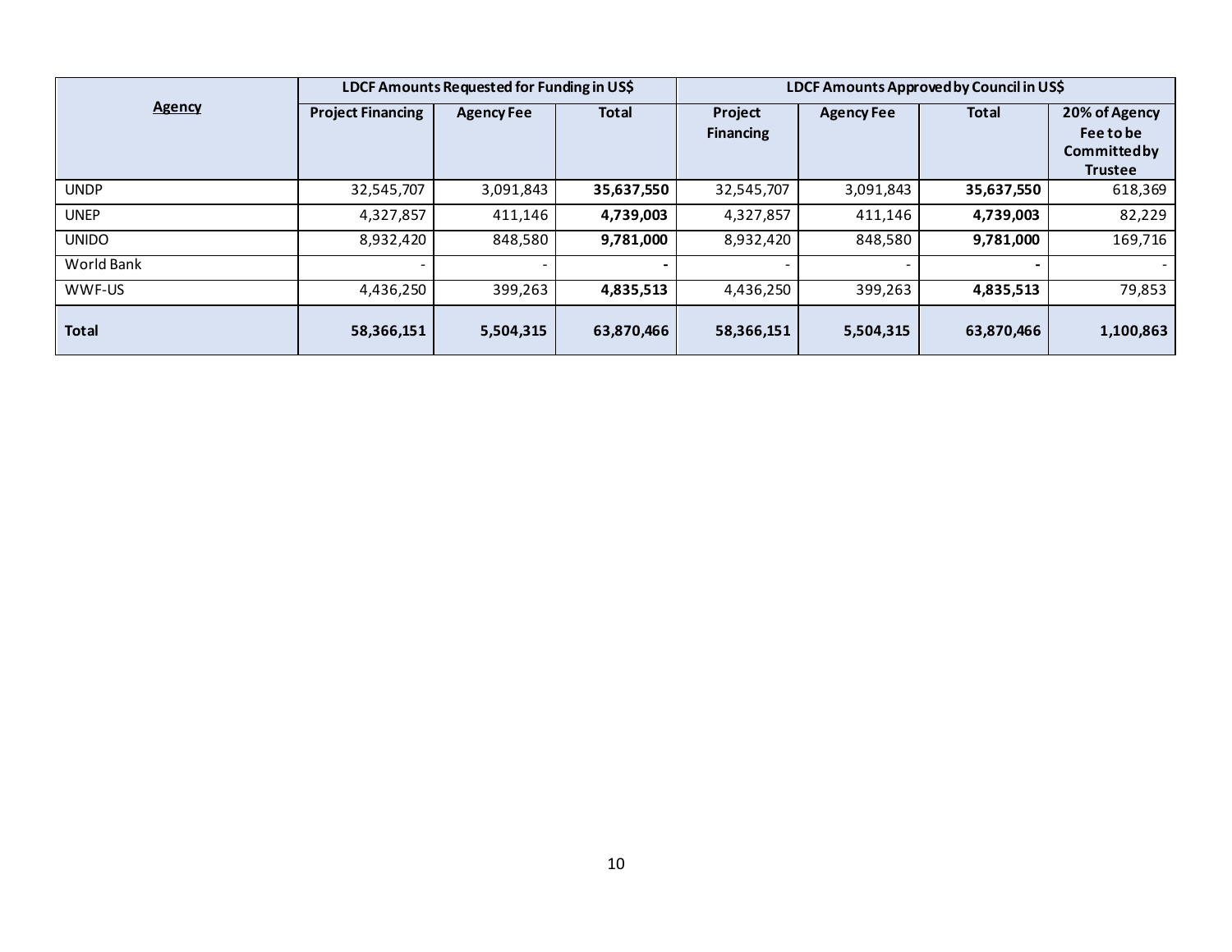| **Agency** | **LDCF Amounts Requested for Funding in US$** | | | **LDCF Amounts Approved by Council in US$** | | | |
|---|---|---|---|---|---|---|---|
| | **Project Financing** | **Agency Fee** | **Total** | **Project Financing** | **Agency Fee** | **Total** | **20% of Agency Fee to be Committed by Trustee** |
| UNDP | 32,545,707 | 3,091,843 | **35,637,550** | 32,545,707 | 3,091,843 | **35,637,550** | 618,369 |
| UNEP | 4,327,857 | 411,146 | **4,739,003** | 4,327,857 | 411,146 | **4,739,003** | 82,229 |
| UNIDO | 8,932,420 | 848,580 | **9,781,000** | 8,932,420 | 848,580 | **9,781,000** | 169,716 |
| World Bank | - | - | **-** | - | - | **-** | - |
| WWF-US | 4,436,250 | 399,263 | **4,835,513** | 4,436,250 | 399,263 | **4,835,513** | 79,853 |
| **Total** | **58,366,151** | **5,504,315** | **63,870,466** | **58,366,151** | **5,504,315** | **63,870,466** | **1,100,863** |